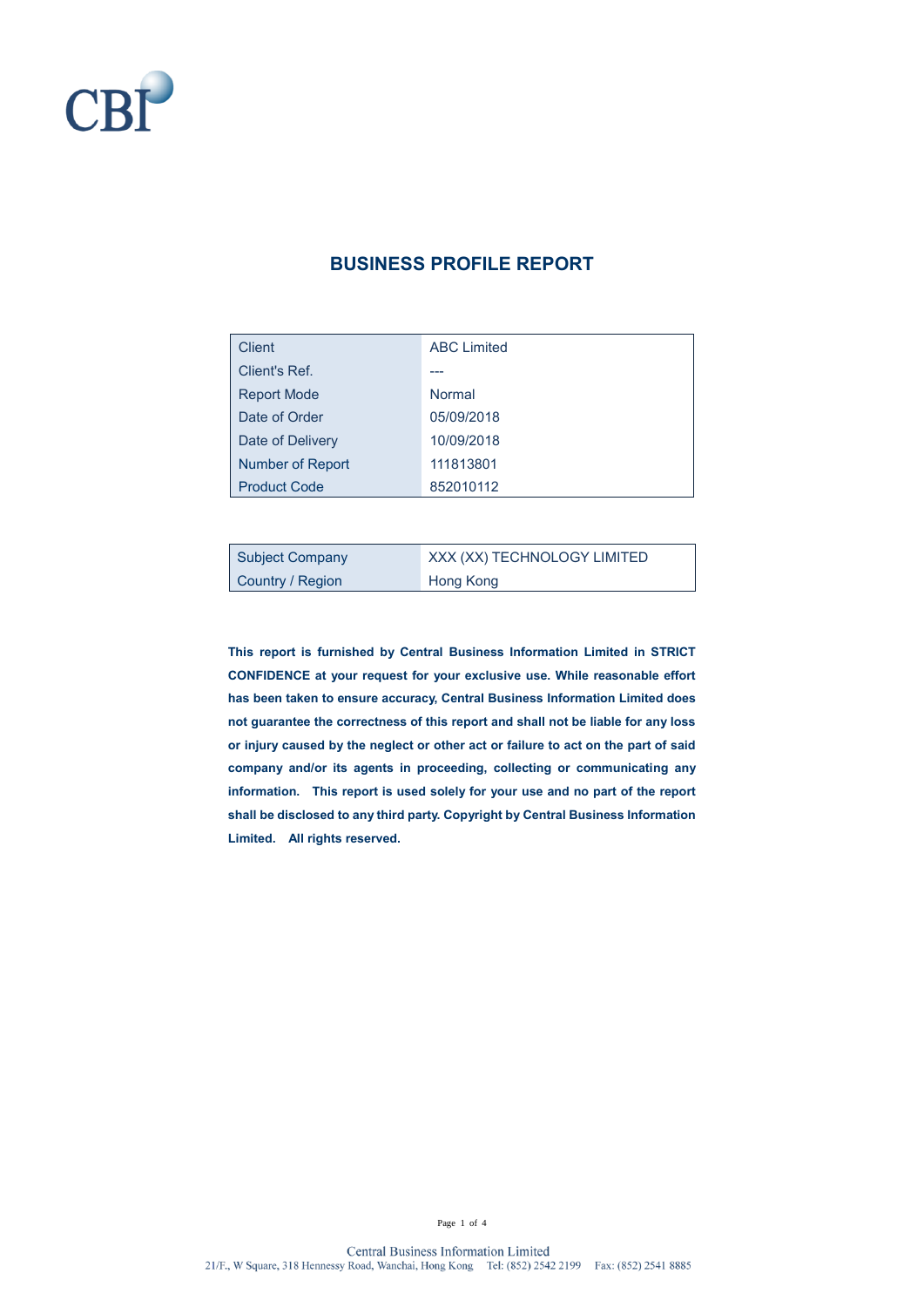CBI

# BUSINESS PROFILE REPORT

| Client | ABC Limited |
|---|---|
| Client's Ref. | --- |
| Report Mode | Normal |
| Date of Order | 05/09/2018 |
| Date of Delivery | 10/09/2018 |
| Number of Report | 111813801 |
| Product Code | 852010112 |

| Subject Company | XXX (XX) TECHNOLOGY LIMITED |
|---|---|
| Country / Region | Hong Kong |

**This report is furnished by Central Business Information Limited in STRICT CONFIDENCE at your request for your exclusive use. While reasonable effort has been taken to ensure accuracy, Central Business Information Limited does not guarantee the correctness of this report and shall not be liable for any loss or injury caused by the neglect or other act or failure to act on the part of said company and/or its agents in proceeding, collecting or communicating any information. This report is used solely for your use and no part of the report shall be disclosed to any third party. Copyright by Central Business Information Limited. All rights reserved.**

Central Business Information Limited
21/F., W Square, 318 Hennessy Road, Wanchai, Hong Kong Tel: (852) 2542 2199 Fax: (852) 2541 8885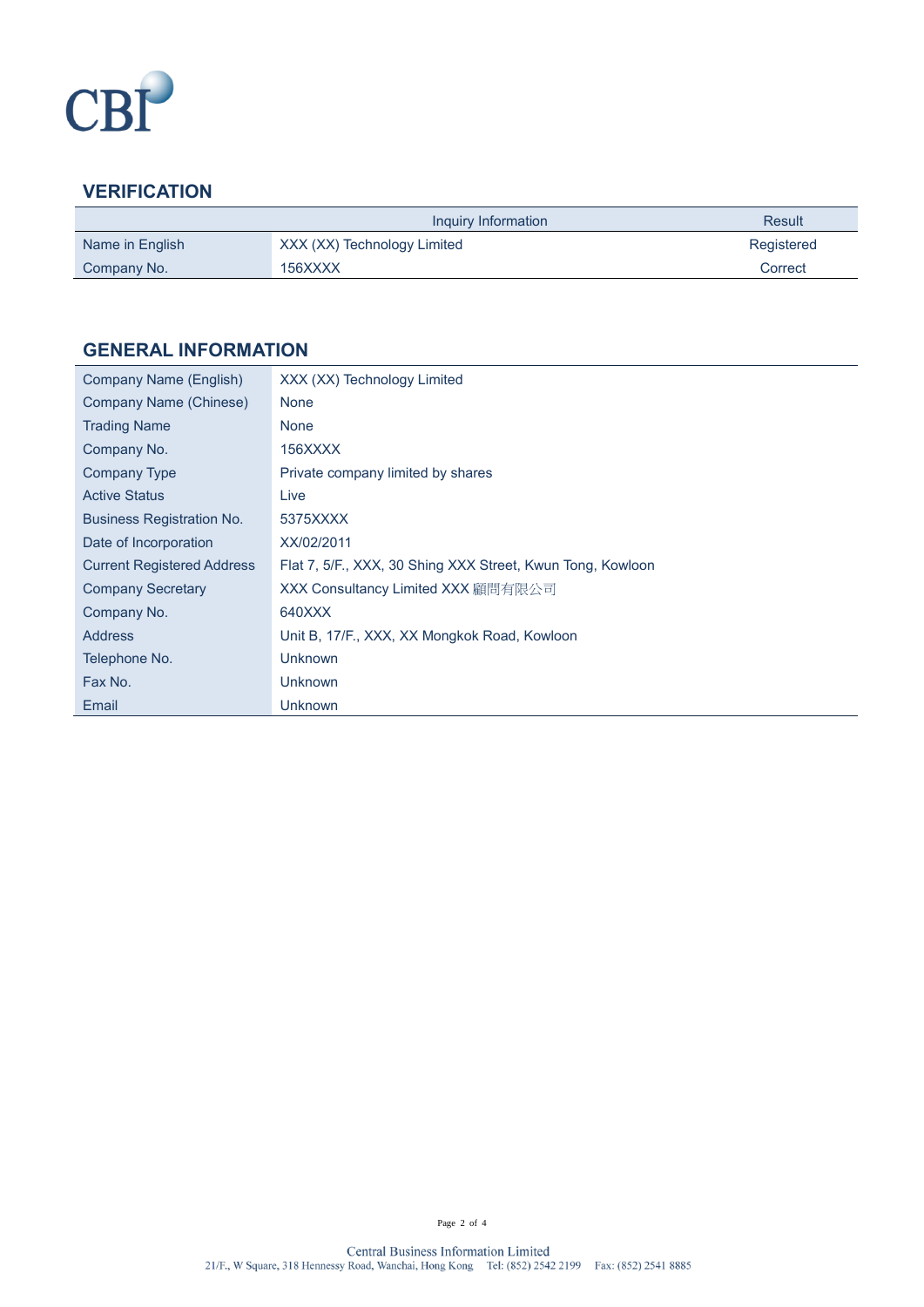CBI

## VERIFICATION

| | Inquiry Information | Result |
|---|---|---|
| Name in English | XXX (XX) Technology Limited | Registered |
| Company No. | 156XXXX | Correct |

## GENERAL INFORMATION

| | |
|---|---|
| Company Name (English) | XXX (XX) Technology Limited |
| Company Name (Chinese) | None |
| Trading Name | None |
| Company No. | 156XXXX |
| Company Type | Private company limited by shares |
| Active Status | Live |
| Business Registration No. | 5375XXXX |
| Date of Incorporation | XX/02/2011 |
| Current Registered Address | Flat 7, 5/F., XXX, 30 Shing XXX Street, Kwun Tong, Kowloon |
| Company Secretary | XXX Consultancy Limited XXX 顧問有限公司 |
| Company No. | 640XXX |
| Address | Unit B, 17/F., XXX, XX Mongkok Road, Kowloon |
| Telephone No. | Unknown |
| Fax No. | Unknown |
| Email | Unknown |

Central Business Information Limited
21/F., W Square, 318 Hennessy Road, Wanchai, Hong Kong Tel: (852) 2542 2199 Fax: (852) 2541 8885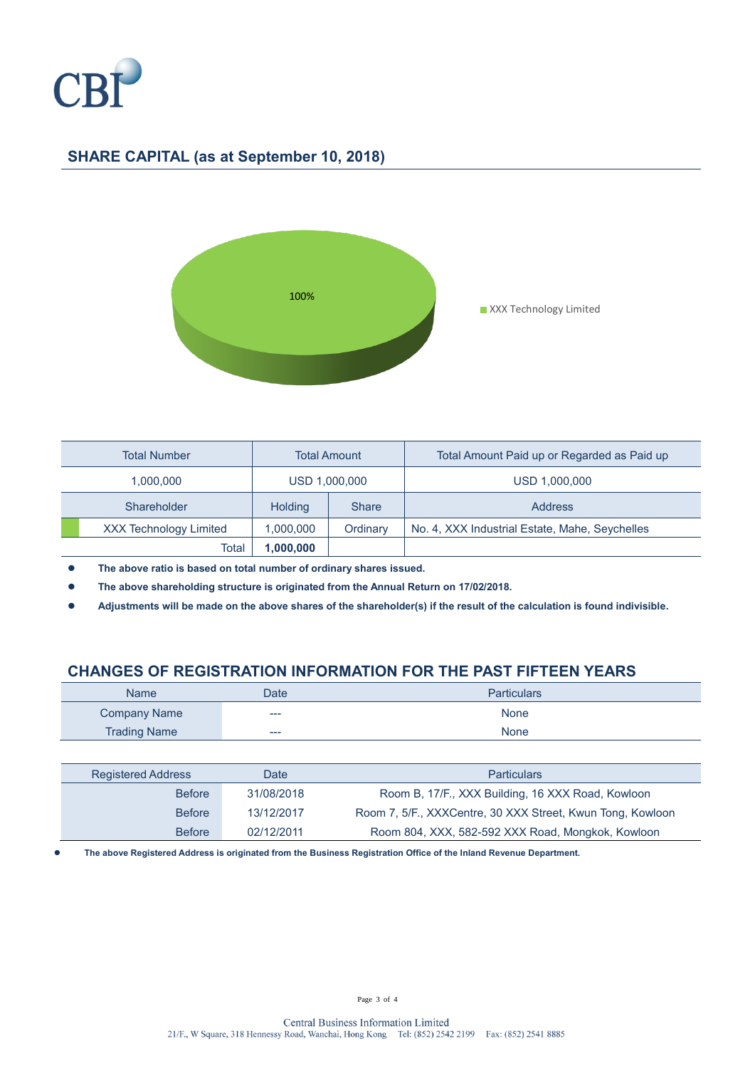## SHARE CAPITAL (as at September 10, 2018)

100%

XXX Technology Limited

| Total Number | Total Amount | | Total Amount Paid up or Regarded as Paid up |
|---|---|---|---|
| 1,000,000 | USD 1,000,000 | | USD 1,000,000 |
| Shareholder | Holding | Share | Address |
| XXX Technology Limited | 1,000,000 | Ordinary | No. 4, XXX Industrial Estate, Mahe, Seychelles |
| Total | **1,000,000** | | |

- **The above ratio is based on total number of ordinary shares issued.**
- **The above shareholding structure is originated from the Annual Return on 17/02/2018.**
- **Adjustments will be made on the above shares of the shareholder(s) if the result of the calculation is found indivisible.**

## CHANGES OF REGISTRATION INFORMATION FOR THE PAST FIFTEEN YEARS

| Name | Date | Particulars |
|---|---|---|
| Company Name | --- | None |
| Trading Name | --- | None |

| Registered Address | Date | Particulars |
|---|---|---|
| Before | 31/08/2018 | Room B, 17/F., XXX Building, 16 XXX Road, Kowloon |
| Before | 13/12/2017 | Room 7, 5/F., XXXCentre, 30 XXX Street, Kwun Tong, Kowloon |
| Before | 02/12/2011 | Room 804, XXX, 582-592 XXX Road, Mongkok, Kowloon |

- **The above Registered Address is originated from the Business Registration Office of the Inland Revenue Department.**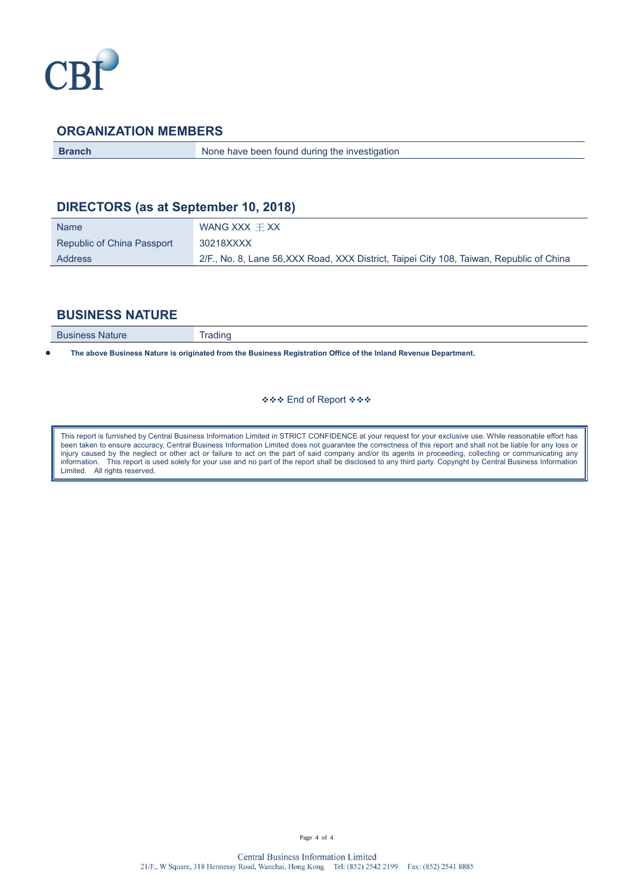## ORGANIZATION MEMBERS

| | |
|---|---|
| **Branch** | None have been found during the investigation |

## DIRECTORS (as at September 10, 2018)

| | |
|---|---|
| Name | WANG XXX 王XX |
| Republic of China Passport | 30218XXXX |
| Address | 2/F., No. 8, Lane 56,XXX Road, XXX District, Taipei City 108, Taiwan, Republic of China |

## BUSINESS NATURE

| | |
|---|---|
| Business Nature | Trading |

- **The above Business Nature is originated from the Business Registration Office of the Inland Revenue Department.**

❖❖❖ End of Report ❖❖❖

This report is furnished by Central Business Information Limited in STRICT CONFIDENCE at your request for your exclusive use. While reasonable effort has been taken to ensure accuracy, Central Business Information Limited does not guarantee the correctness of this report and shall not be liable for any loss or injury caused by the neglect or other act or failure to act on the part of said company and/or its agents in proceeding, collecting or communicating any information. This report is used solely for your use and no part of the report shall be disclosed to any third party. Copyright by Central Business Information Limited. All rights reserved.